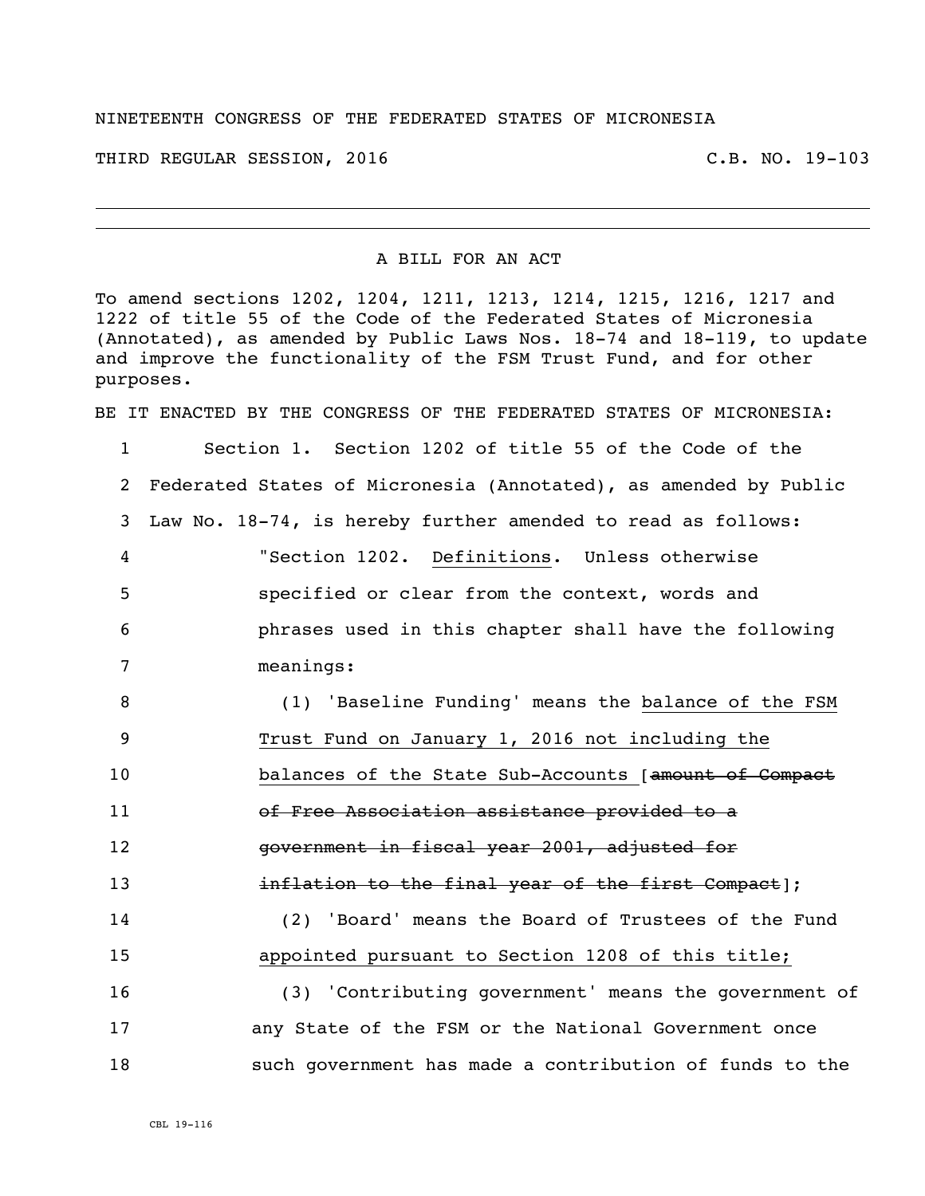NINETEENTH CONGRESS OF THE FEDERATED STATES OF MICRONESIA

THIRD REGULAR SESSION, 2016 C.B. NO. 19-103

---

A BILL FOR AN ACT

To amend sections 1202, 1204, 1211, 1213, 1214, 1215, 1216, 1217 and 1222 of title 55 of the Code of the Federated States of Micronesia (Annotated), as amended by Public Laws Nos. 18-74 and 18-119, to update and improve the functionality of the FSM Trust Fund, and for other purposes.

BE IT ENACTED BY THE CONGRESS OF THE FEDERATED STATES OF MICRONESIA:

1 Section 1. Section 1202 of title 55 of the Code of the
2 Federated States of Micronesia (Annotated), as amended by Public
3 Law No. 18-74, is hereby further amended to read as follows:

4 "Section 1202. <u>Definitions</u>. Unless otherwise
5 specified or clear from the context, words and
6 phrases used in this chapter shall have the following
7 meanings:

8 (1) 'Baseline Funding' means the <u>balance of the FSM</u>
9 <u>Trust Fund on January 1, 2016 not including the</u>
10 <u>balances of the State Sub-Accounts</u> [~~amount of Compact~~
11 ~~of Free Association assistance provided to a~~
12 ~~government in fiscal year 2001, adjusted for~~
13 ~~inflation to the final year of the first Compact~~];

14 (2) 'Board' means the Board of Trustees of the Fund
15 <u>appointed pursuant to Section 1208 of this title;</u>

16 (3) 'Contributing government' means the government of
17 any State of the FSM or the National Government once
18 such government has made a contribution of funds to the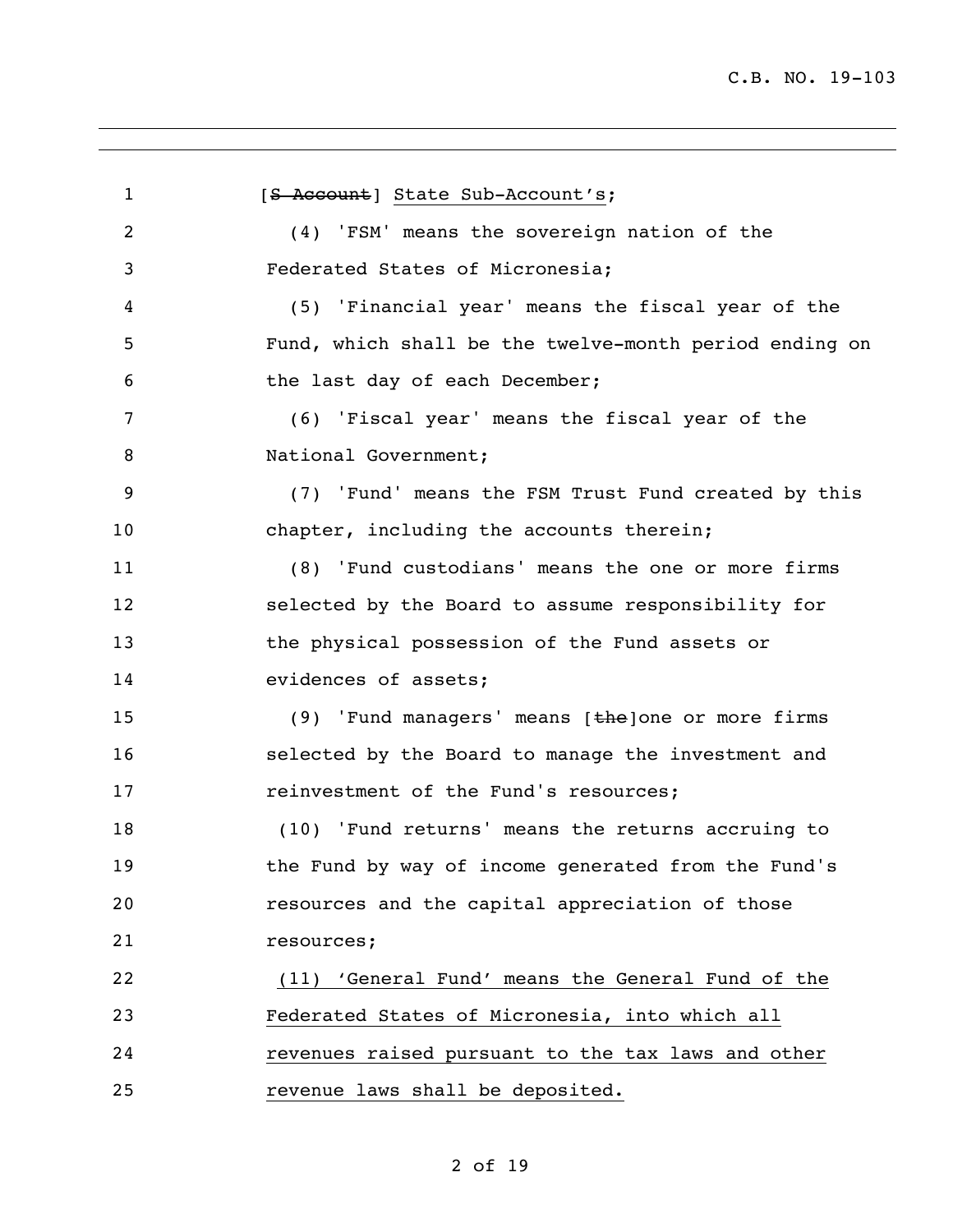[~~S Account~~] <u>State Sub-Account's</u>;

(4) 'FSM' means the sovereign nation of the Federated States of Micronesia;

(5) 'Financial year' means the fiscal year of the Fund, which shall be the twelve-month period ending on the last day of each December;

(6) 'Fiscal year' means the fiscal year of the National Government;

(7) 'Fund' means the FSM Trust Fund created by this chapter, including the accounts therein;

(8) 'Fund custodians' means the one or more firms selected by the Board to assume responsibility for the physical possession of the Fund assets or evidences of assets;

(9) 'Fund managers' means [~~the~~]one or more firms selected by the Board to manage the investment and reinvestment of the Fund's resources;

(10) 'Fund returns' means the returns accruing to the Fund by way of income generated from the Fund's resources and the capital appreciation of those resources;

<u>(11) 'General Fund' means the General Fund of the Federated States of Micronesia, into which all revenues raised pursuant to the tax laws and other revenue laws shall be deposited.</u>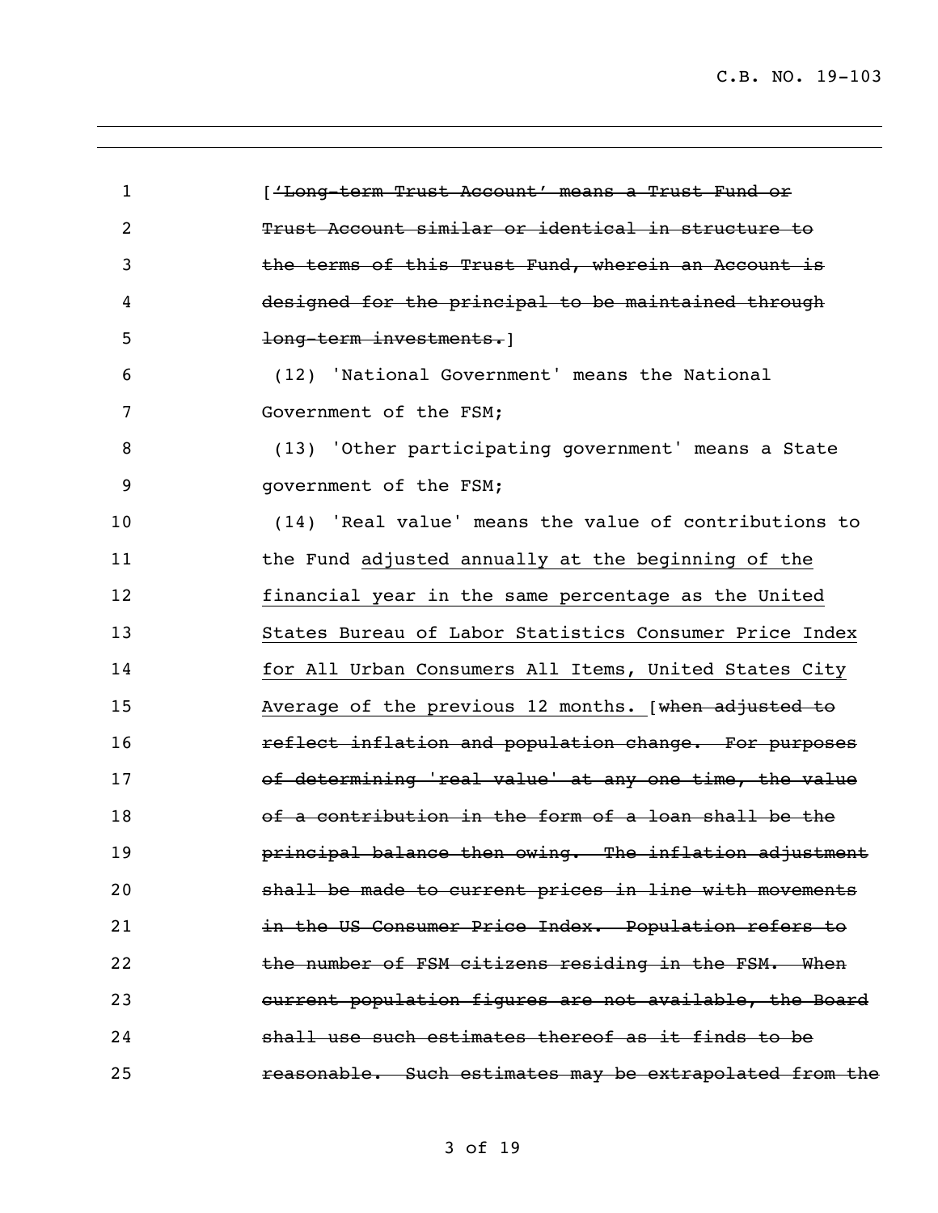[~~'Long-term Trust Account' means a Trust Fund or Trust Account similar or identical in structure to the terms of this Trust Fund, wherein an Account is designed for the principal to be maintained through long-term investments.~~]

(12) 'National Government' means the National Government of the FSM;

(13) 'Other participating government' means a State government of the FSM;

(14) 'Real value' means the value of contributions to the Fund <u>adjusted annually at the beginning of the financial year in the same percentage as the United States Bureau of Labor Statistics Consumer Price Index for All Urban Consumers All Items, United States City Average of the previous 12 months.</u> [~~when adjusted to reflect inflation and population change. For purposes of determining 'real value' at any one time, the value of a contribution in the form of a loan shall be the principal balance then owing. The inflation adjustment shall be made to current prices in line with movements in the US Consumer Price Index. Population refers to the number of FSM citizens residing in the FSM. When current population figures are not available, the Board shall use such estimates thereof as it finds to be reasonable. Such estimates may be extrapolated from the~~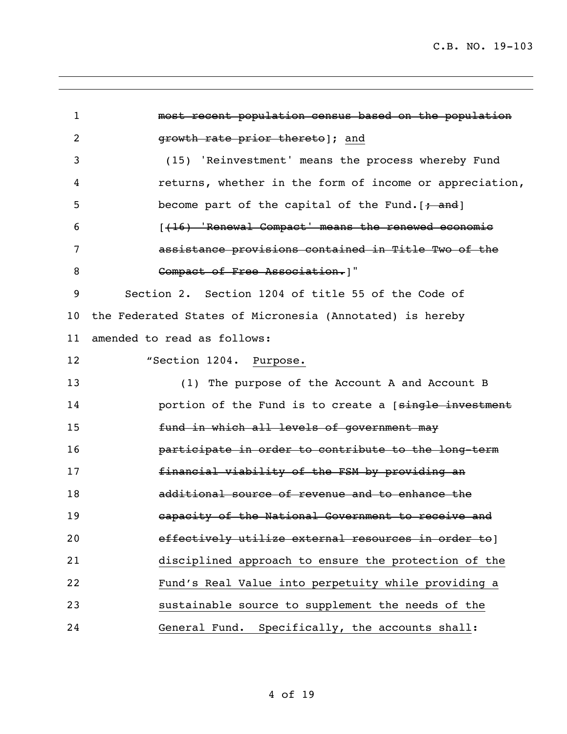~~most recent population census based on the population growth rate prior thereto~~]; <u>and</u>

(15) 'Reinvestment' means the process whereby Fund returns, whether in the form of income or appreciation, become part of the capital of the Fund.[~~; and~~]

[~~(16) 'Renewal Compact' means the renewed economic assistance provisions contained in Title Two of the Compact of Free Association.~~]"

Section 2. Section 1204 of title 55 of the Code of the Federated States of Micronesia (Annotated) is hereby amended to read as follows:

"Section 1204. <u>Purpose.</u>

(1) The purpose of the Account A and Account B portion of the Fund is to create a [~~single investment fund in which all levels of government may participate in order to contribute to the long-term financial viability of the FSM by providing an additional source of revenue and to enhance the capacity of the National Government to receive and effectively utilize external resources in order to~~] <u>disciplined approach to ensure the protection of the Fund's Real Value into perpetuity while providing a sustainable source to supplement the needs of the General Fund. Specifically, the accounts shall</u>: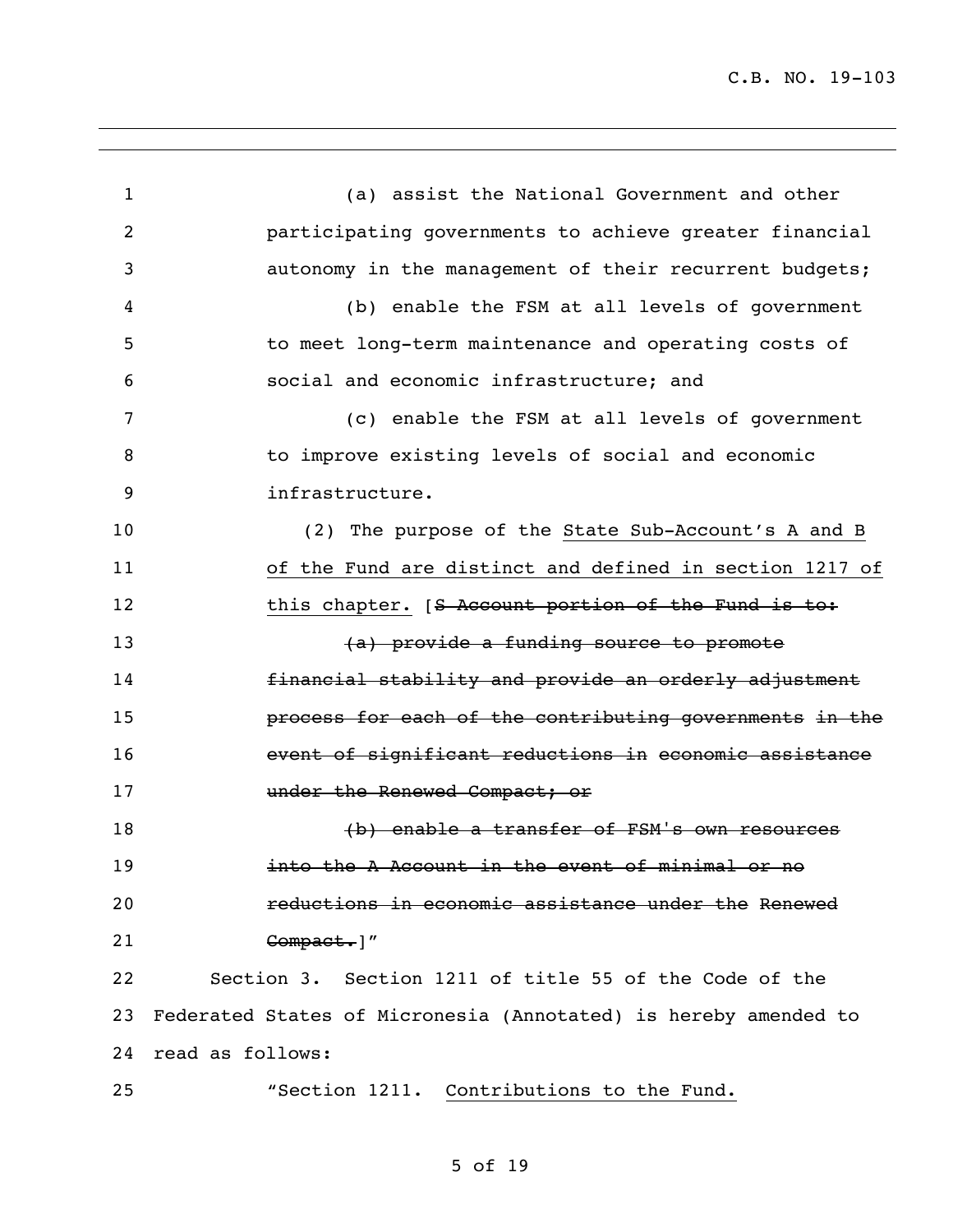(a) assist the National Government and other participating governments to achieve greater financial autonomy in the management of their recurrent budgets;

(b) enable the FSM at all levels of government to meet long-term maintenance and operating costs of social and economic infrastructure; and

(c) enable the FSM at all levels of government to improve existing levels of social and economic infrastructure.

(2) The purpose of the <u>State Sub-Account's A and B of the Fund are distinct and defined in section 1217 of this chapter.</u> [~~S Account portion of the Fund is to:~~

~~(a) provide a funding source to promote financial stability and provide an orderly adjustment process for each of the contributing governments in the event of significant reductions in economic assistance under the Renewed Compact; or~~

~~(b) enable a transfer of FSM's own resources into the A Account in the event of minimal or no reductions in economic assistance under the Renewed Compact.~~]"

Section 3. Section 1211 of title 55 of the Code of the Federated States of Micronesia (Annotated) is hereby amended to read as follows:

"Section 1211. <u>Contributions to the Fund.</u>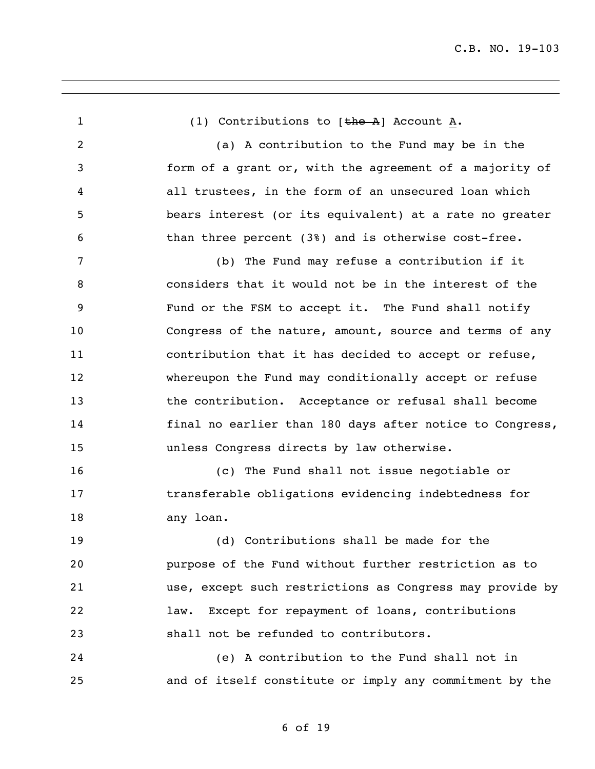(1) Contributions to [~~the A~~] Account A.

(a) A contribution to the Fund may be in the form of a grant or, with the agreement of a majority of all trustees, in the form of an unsecured loan which bears interest (or its equivalent) at a rate no greater than three percent (3%) and is otherwise cost-free.

(b) The Fund may refuse a contribution if it considers that it would not be in the interest of the Fund or the FSM to accept it. The Fund shall notify Congress of the nature, amount, source and terms of any contribution that it has decided to accept or refuse, whereupon the Fund may conditionally accept or refuse the contribution. Acceptance or refusal shall become final no earlier than 180 days after notice to Congress, unless Congress directs by law otherwise.

(c) The Fund shall not issue negotiable or transferable obligations evidencing indebtedness for any loan.

(d) Contributions shall be made for the purpose of the Fund without further restriction as to use, except such restrictions as Congress may provide by law. Except for repayment of loans, contributions shall not be refunded to contributors.

(e) A contribution to the Fund shall not in and of itself constitute or imply any commitment by the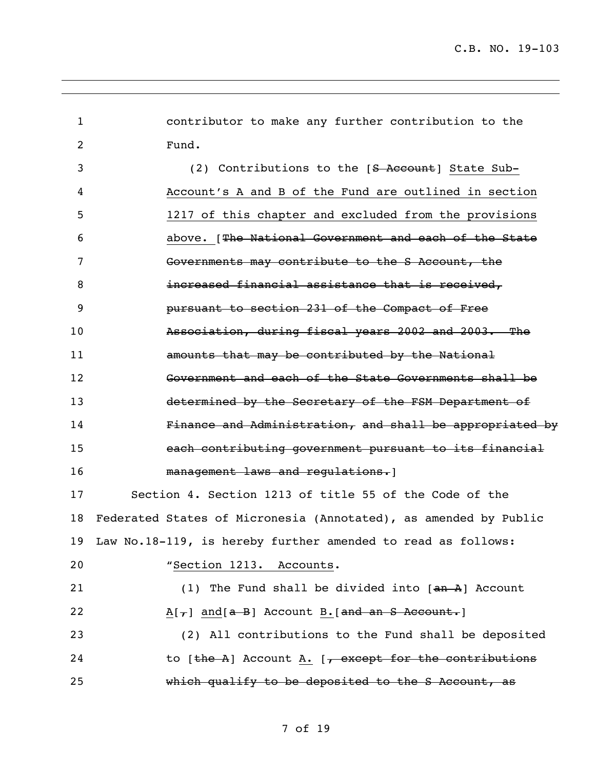contributor to make any further contribution to the Fund.

(2) Contributions to the [~~S Account~~] <u>State Sub-Account's A and B of the Fund are outlined in section 1217 of this chapter and excluded from the provisions above.</u> [~~The National Government and each of the State Governments may contribute to the S Account, the increased financial assistance that is received, pursuant to section 231 of the Compact of Free Association, during fiscal years 2002 and 2003. The amounts that may be contributed by the National Government and each of the State Governments shall be determined by the Secretary of the FSM Department of Finance and Administration, and shall be appropriated by each contributing government pursuant to its financial management laws and regulations.~~]

Section 4. Section 1213 of title 55 of the Code of the Federated States of Micronesia (Annotated), as amended by Public Law No.18-119, is hereby further amended to read as follows:

"<u>Section 1213. Accounts</u>.

(1) The Fund shall be divided into [~~an A~~] Account <u>A</u>[~~,~~] <u>and</u>[~~a B~~] Account <u>B.</u>[~~and an S Account.~~]

(2) All contributions to the Fund shall be deposited to [~~the A~~] Account <u>A.</u> [~~, except for the contributions which qualify to be deposited to the S Account, as~~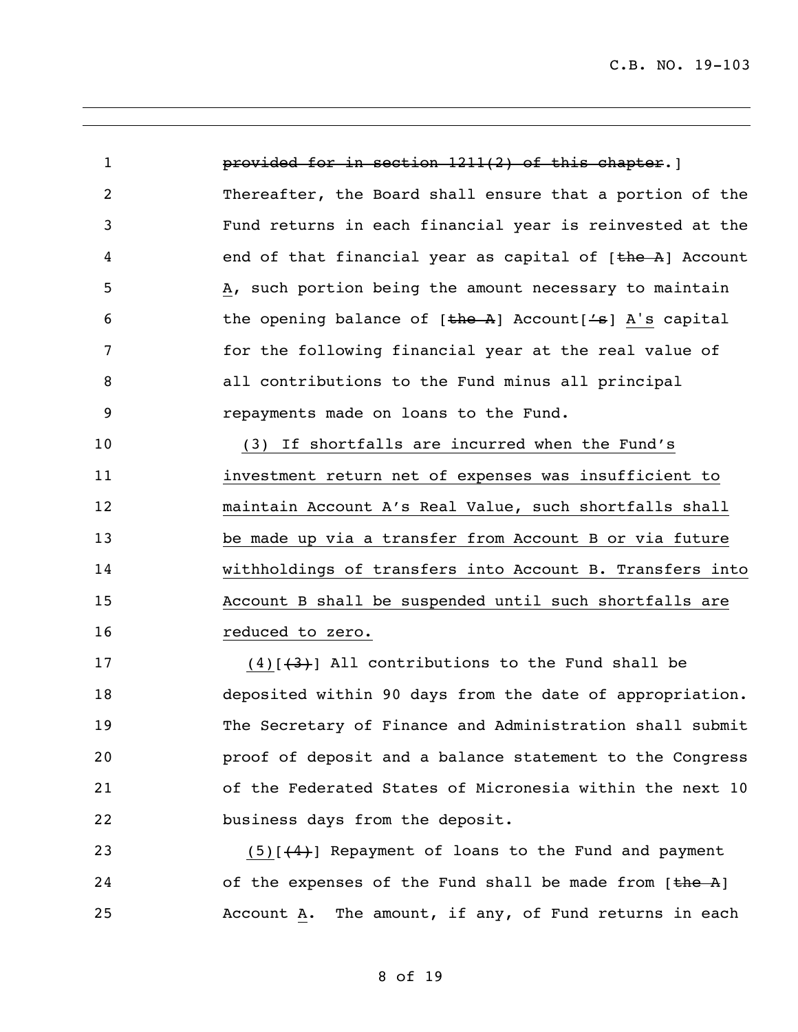~~provided for in section 1211(2) of this chapter~~.] Thereafter, the Board shall ensure that a portion of the Fund returns in each financial year is reinvested at the end of that financial year as capital of [~~the A~~] Account A, such portion being the amount necessary to maintain the opening balance of [~~the A~~] Account[~~'s~~] A's capital for the following financial year at the real value of all contributions to the Fund minus all principal repayments made on loans to the Fund.

(3) If shortfalls are incurred when the Fund's investment return net of expenses was insufficient to maintain Account A's Real Value, such shortfalls shall be made up via a transfer from Account B or via future withholdings of transfers into Account B. Transfers into Account B shall be suspended until such shortfalls are reduced to zero.

(4)[~~(3)~~] All contributions to the Fund shall be deposited within 90 days from the date of appropriation. The Secretary of Finance and Administration shall submit proof of deposit and a balance statement to the Congress of the Federated States of Micronesia within the next 10 business days from the deposit.

(5)[~~(4)~~] Repayment of loans to the Fund and payment of the expenses of the Fund shall be made from [~~the A~~] Account A. The amount, if any, of Fund returns in each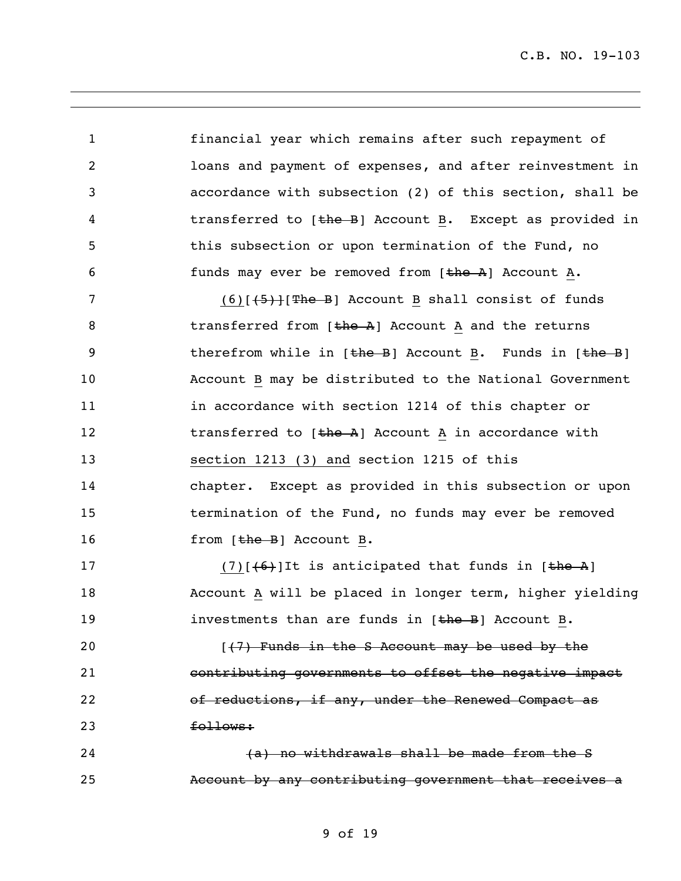financial year which remains after such repayment of loans and payment of expenses, and after reinvestment in accordance with subsection (2) of this section, shall be transferred to [~~the B~~] Account B. Except as provided in this subsection or upon termination of the Fund, no funds may ever be removed from [~~the A~~] Account A.

(6)[~~(5)~~][~~The B~~] Account B shall consist of funds transferred from [~~the A~~] Account A and the returns therefrom while in [~~the B~~] Account B. Funds in [~~the B~~] Account B may be distributed to the National Government in accordance with section 1214 of this chapter or transferred to [~~the A~~] Account A in accordance with section 1213 (3) and section 1215 of this chapter. Except as provided in this subsection or upon termination of the Fund, no funds may ever be removed from [~~the B~~] Account B.

(7)[~~(6)~~]It is anticipated that funds in [~~the A~~] Account A will be placed in longer term, higher yielding investments than are funds in [~~the B~~] Account B.

[~~(7) Funds in the S Account may be used by the contributing governments to offset the negative impact of reductions, if any, under the Renewed Compact as follows:~~

~~(a) no withdrawals shall be made from the S Account by any contributing government that receives a~~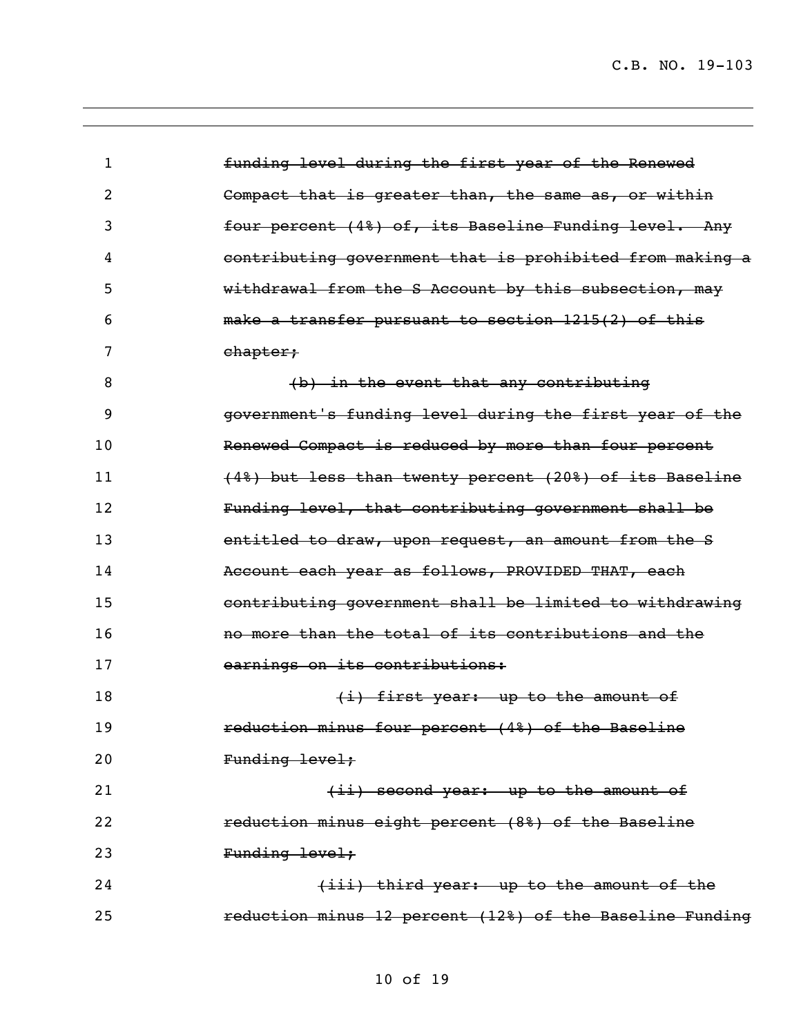~~funding level during the first year of the Renewed Compact that is greater than, the same as, or within four percent (4%) of, its Baseline Funding level. Any contributing government that is prohibited from making a withdrawal from the S Account by this subsection, may make a transfer pursuant to section 1215(2) of this chapter;~~

~~(b) in the event that any contributing government's funding level during the first year of the Renewed Compact is reduced by more than four percent (4%) but less than twenty percent (20%) of its Baseline Funding level, that contributing government shall be entitled to draw, upon request, an amount from the S Account each year as follows, PROVIDED THAT, each contributing government shall be limited to withdrawing no more than the total of its contributions and the earnings on its contributions:~~

~~(i) first year: up to the amount of reduction minus four percent (4%) of the Baseline Funding level;~~

~~(ii) second year: up to the amount of reduction minus eight percent (8%) of the Baseline Funding level;~~

~~(iii) third year: up to the amount of the reduction minus 12 percent (12%) of the Baseline Funding~~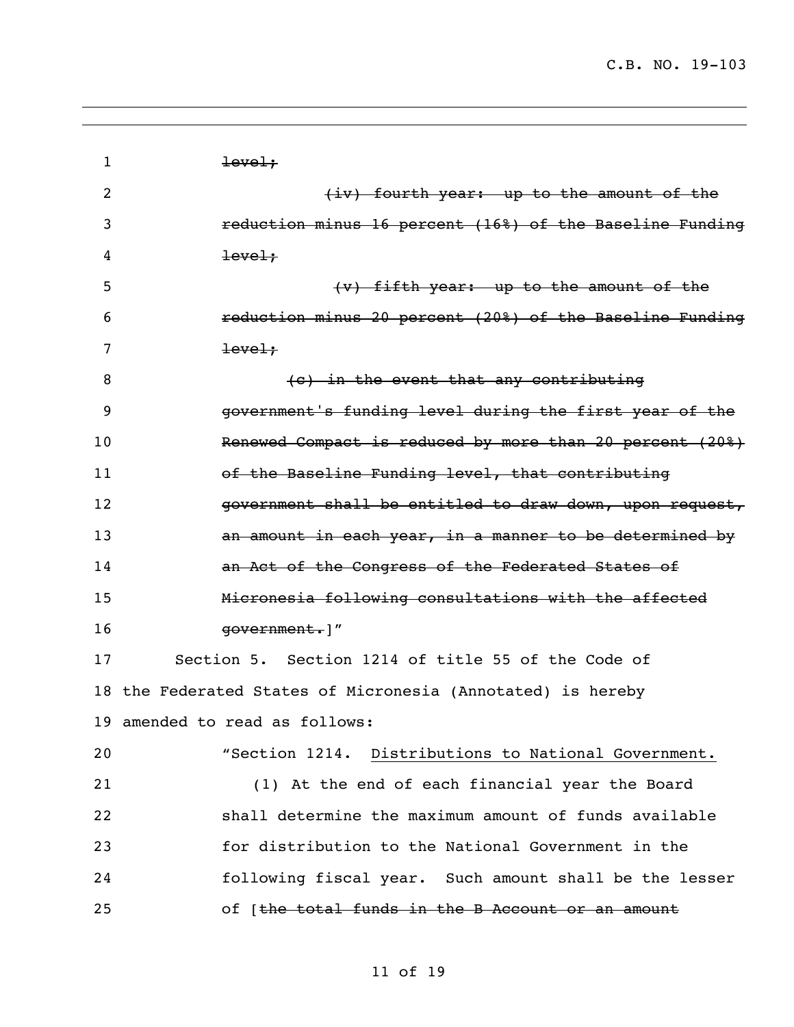~~level;~~

~~(iv) fourth year: up to the amount of the reduction minus 16 percent (16%) of the Baseline Funding level;~~

~~(v) fifth year: up to the amount of the reduction minus 20 percent (20%) of the Baseline Funding level;~~

~~(c) in the event that any contributing government's funding level during the first year of the Renewed Compact is reduced by more than 20 percent (20%) of the Baseline Funding level, that contributing government shall be entitled to draw down, upon request, an amount in each year, in a manner to be determined by an Act of the Congress of the Federated States of Micronesia following consultations with the affected government.~~]"

Section 5. Section 1214 of title 55 of the Code of the Federated States of Micronesia (Annotated) is hereby amended to read as follows:

"Section 1214. Distributions to National Government.

(1) At the end of each financial year the Board shall determine the maximum amount of funds available for distribution to the National Government in the following fiscal year. Such amount shall be the lesser of [~~the total funds in the B Account or an amount~~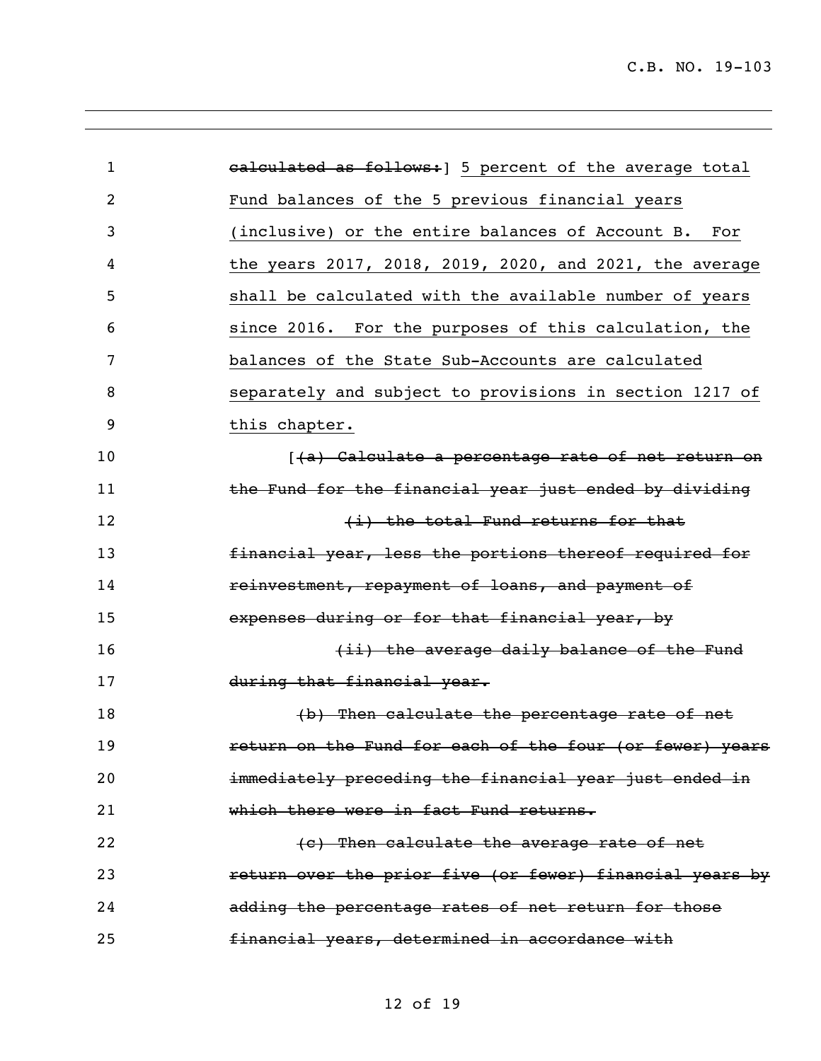~~calculated as follows:~~] <u>5 percent of the average total Fund balances of the 5 previous financial years (inclusive) or the entire balances of Account B. For the years 2017, 2018, 2019, 2020, and 2021, the average shall be calculated with the available number of years since 2016. For the purposes of this calculation, the balances of the State Sub-Accounts are calculated separately and subject to provisions in section 1217 of this chapter.</u>

[~~(a) Calculate a percentage rate of net return on the Fund for the financial year just ended by dividing~~

~~(i) the total Fund returns for that financial year, less the portions thereof required for reinvestment, repayment of loans, and payment of expenses during or for that financial year, by~~

~~(ii) the average daily balance of the Fund during that financial year.~~

~~(b) Then calculate the percentage rate of net return on the Fund for each of the four (or fewer) years immediately preceding the financial year just ended in which there were in fact Fund returns.~~

~~(c) Then calculate the average rate of net return over the prior five (or fewer) financial years by adding the percentage rates of net return for those financial years, determined in accordance with~~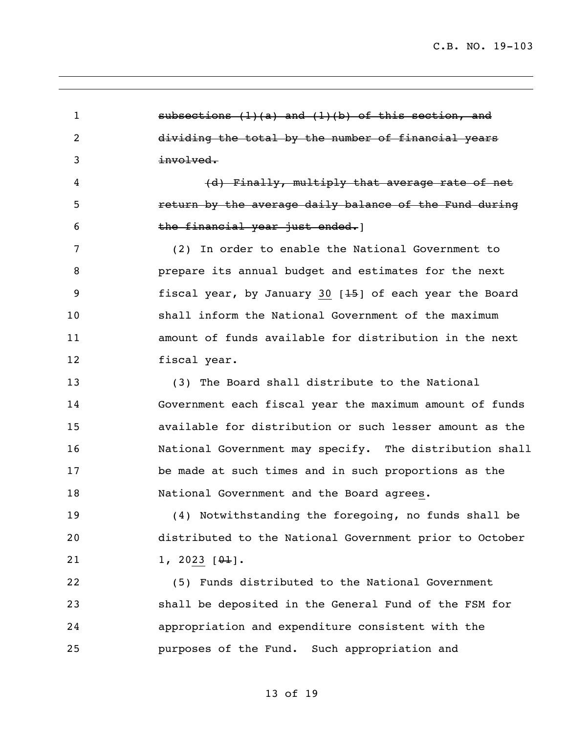~~subsections (1)(a) and (1)(b) of this section, and dividing the total by the number of financial years involved.~~

~~(d) Finally, multiply that average rate of net return by the average daily balance of the Fund during the financial year just ended.~~]

(2) In order to enable the National Government to prepare its annual budget and estimates for the next fiscal year, by January <u>30</u> [~~15~~] of each year the Board shall inform the National Government of the maximum amount of funds available for distribution in the next fiscal year.

(3) The Board shall distribute to the National Government each fiscal year the maximum amount of funds available for distribution or such lesser amount as the National Government may specify. The distribution shall be made at such times and in such proportions as the National Government and the Board agree<u>s</u>.

(4) Notwithstanding the foregoing, no funds shall be distributed to the National Government prior to October 1, 20<u>23</u> [~~01~~].

(5) Funds distributed to the National Government shall be deposited in the General Fund of the FSM for appropriation and expenditure consistent with the purposes of the Fund. Such appropriation and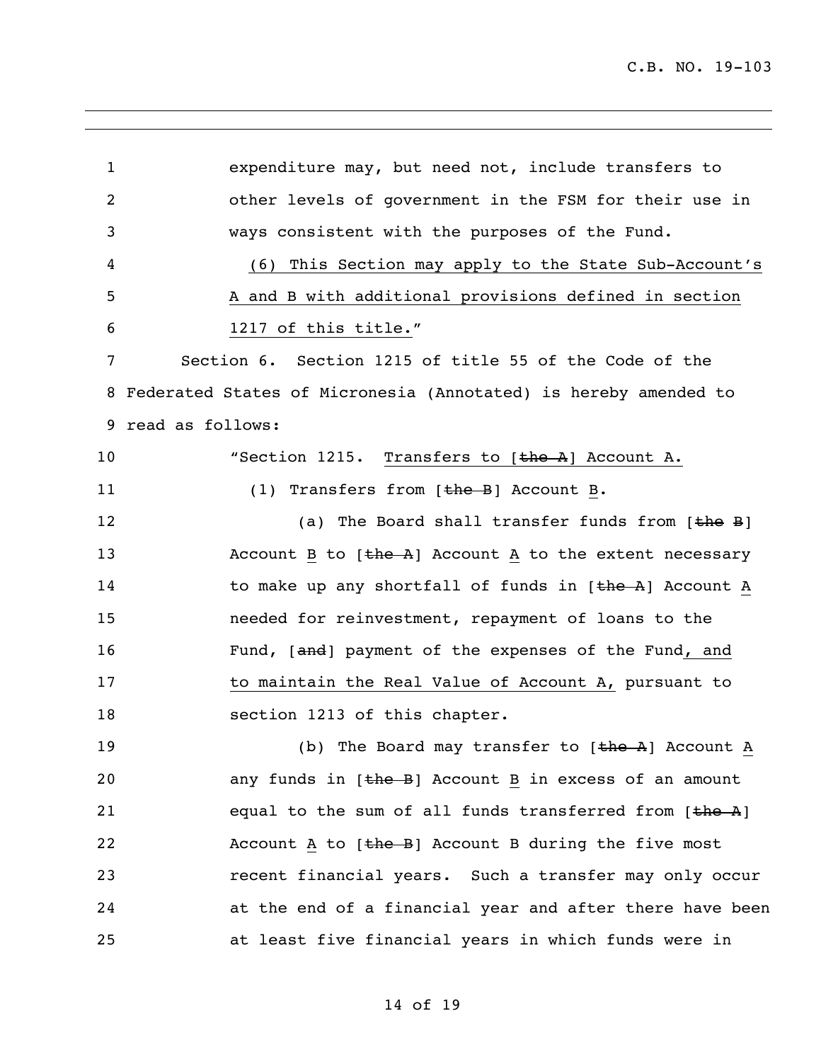expenditure may, but need not, include transfers to other levels of government in the FSM for their use in ways consistent with the purposes of the Fund.

(6) This Section may apply to the State Sub-Account's A and B with additional provisions defined in section 1217 of this title."

Section 6. Section 1215 of title 55 of the Code of the Federated States of Micronesia (Annotated) is hereby amended to read as follows:

"Section 1215. Transfers to [~~the A~~] Account A.

(1) Transfers from [~~the B~~] Account B.

(a) The Board shall transfer funds from [~~the B~~] Account B to [~~the A~~] Account A to the extent necessary to make up any shortfall of funds in [~~the A~~] Account A needed for reinvestment, repayment of loans to the Fund, [~~and~~] payment of the expenses of the Fund, and to maintain the Real Value of Account A, pursuant to section 1213 of this chapter.

(b) The Board may transfer to [~~the A~~] Account A any funds in [~~the B~~] Account B in excess of an amount equal to the sum of all funds transferred from [~~the A~~] Account A to [~~the B~~] Account B during the five most recent financial years. Such a transfer may only occur at the end of a financial year and after there have been at least five financial years in which funds were in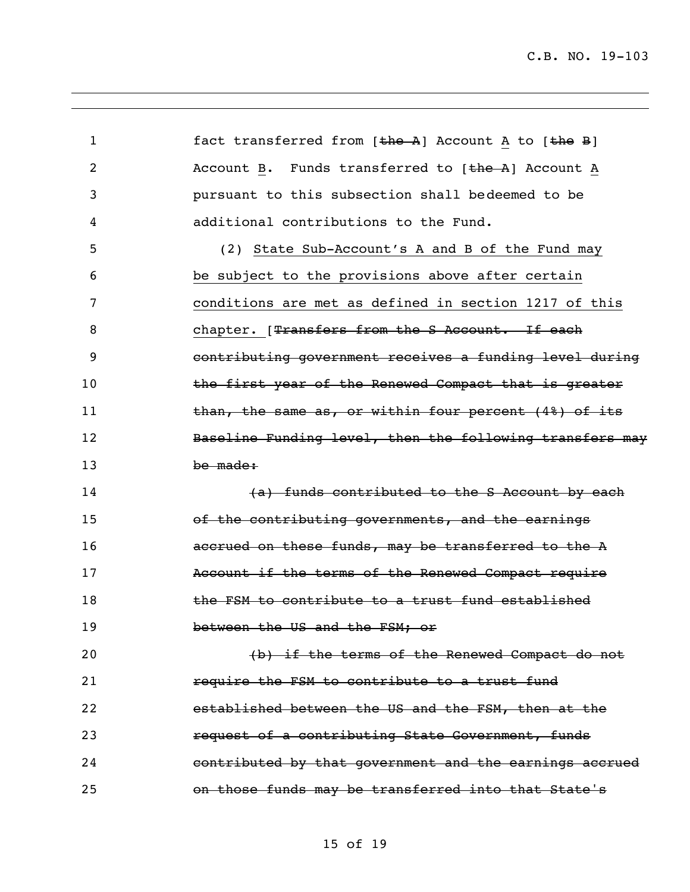1 fact transferred from [~~the A~~] Account <u>A</u> to [~~the B~~]
2 Account <u>B</u>. Funds transferred to [~~the A~~] Account <u>A</u>
3 pursuant to this subsection shall bedeemed to be
4 additional contributions to the Fund.

5 (2) <u>State Sub-Account's A and B of the Fund may</u>
6 <u>be subject to the provisions above after certain</u>
7 <u>conditions are met as defined in section 1217 of this</u>
8 <u>chapter.</u> [~~Transfers from the S Account. If each~~
9 ~~contributing government receives a funding level during~~
10 ~~the first year of the Renewed Compact that is greater~~
11 ~~than, the same as, or within four percent (4%) of its~~
12 ~~Baseline Funding level, then the following transfers may~~
13 ~~be made:~~

14 ~~(a) funds contributed to the S Account by each~~
15 ~~of the contributing governments, and the earnings~~
16 ~~accrued on these funds, may be transferred to the A~~
17 ~~Account if the terms of the Renewed Compact require~~
18 ~~the FSM to contribute to a trust fund established~~
19 ~~between the US and the FSM; or~~

20 ~~(b) if the terms of the Renewed Compact do not~~
21 ~~require the FSM to contribute to a trust fund~~
22 ~~established between the US and the FSM, then at the~~
23 ~~request of a contributing State Government, funds~~
24 ~~contributed by that government and the earnings accrued~~
25 ~~on those funds may be transferred into that State's~~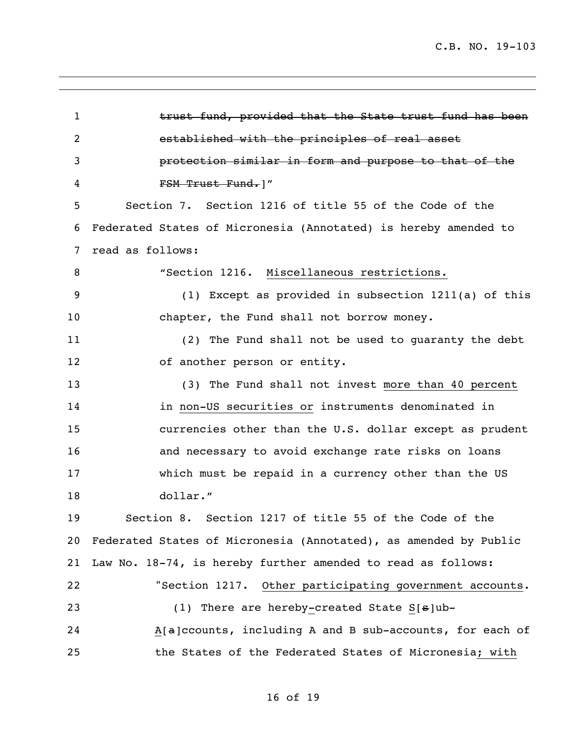~~trust fund, provided that the State trust fund has been established with the principles of real asset protection similar in form and purpose to that of the FSM Trust Fund.~~]"

Section 7. Section 1216 of title 55 of the Code of the Federated States of Micronesia (Annotated) is hereby amended to read as follows:

"Section 1216. Miscellaneous restrictions.

(1) Except as provided in subsection 1211(a) of this chapter, the Fund shall not borrow money.

(2) The Fund shall not be used to guaranty the debt of another person or entity.

(3) The Fund shall not invest more than 40 percent in non-US securities or instruments denominated in currencies other than the U.S. dollar except as prudent and necessary to avoid exchange rate risks on loans which must be repaid in a currency other than the US dollar."

Section 8. Section 1217 of title 55 of the Code of the Federated States of Micronesia (Annotated), as amended by Public Law No. 18-74, is hereby further amended to read as follows:

"Section 1217. Other participating government accounts.

(1) There are hereby-created State S[~~s~~]ub-A[~~a~~]ccounts, including A and B sub-accounts, for each of the States of the Federated States of Micronesia; with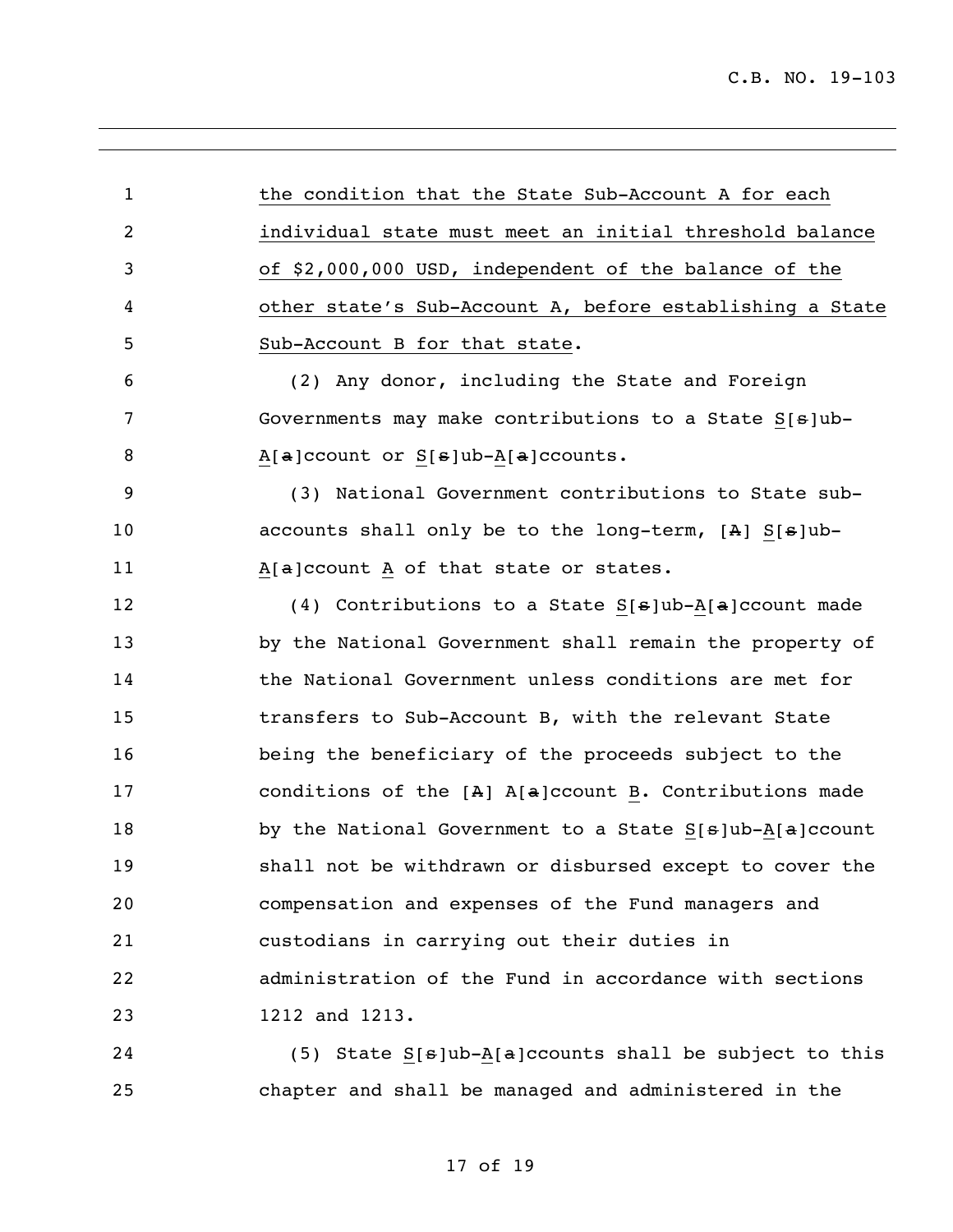the condition that the State Sub-Account A for each individual state must meet an initial threshold balance of $2,000,000 USD, independent of the balance of the other state's Sub-Account A, before establishing a State Sub-Account B for that state.

(2) Any donor, including the State and Foreign Governments may make contributions to a State S[s]ub-A[a]ccount or S[s]ub-A[a]ccounts.

(3) National Government contributions to State sub-accounts shall only be to the long-term, [A] S[s]ub-A[a]ccount A of that state or states.

(4) Contributions to a State S[s]ub-A[a]ccount made by the National Government shall remain the property of the National Government unless conditions are met for transfers to Sub-Account B, with the relevant State being the beneficiary of the proceeds subject to the conditions of the [A] A[a]ccount B. Contributions made by the National Government to a State S[s]ub-A[a]ccount shall not be withdrawn or disbursed except to cover the compensation and expenses of the Fund managers and custodians in carrying out their duties in administration of the Fund in accordance with sections 1212 and 1213.

(5) State S[s]ub-A[a]ccounts shall be subject to this chapter and shall be managed and administered in the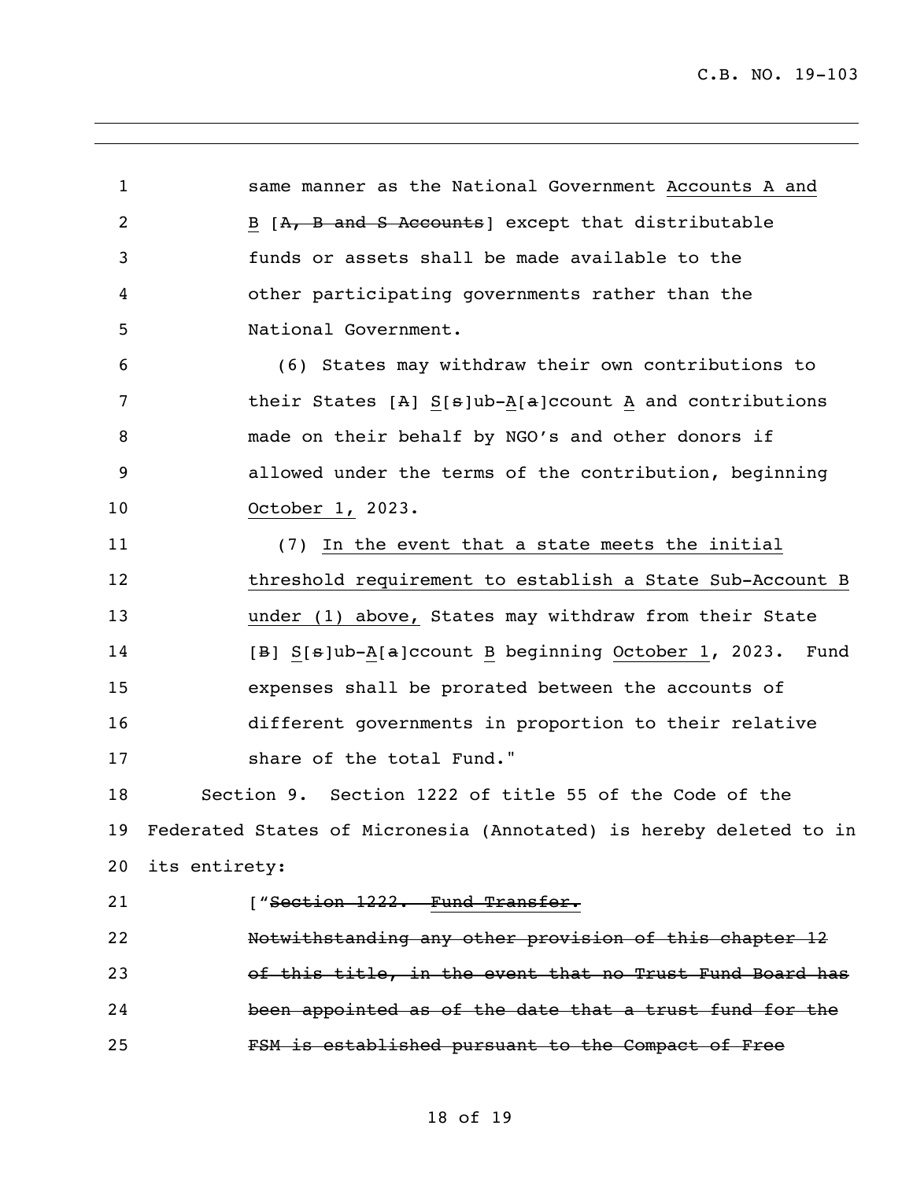same manner as the National Government <u>Accounts A and B</u> [~~A, B and S Accounts~~] except that distributable funds or assets shall be made available to the other participating governments rather than the National Government.

(6) States may withdraw their own contributions to their States [~~A~~] <u>S</u>[~~s~~]ub-<u>A</u>[~~a~~]ccount <u>A</u> and contributions made on their behalf by NGO's and other donors if allowed under the terms of the contribution, beginning <u>October 1,</u> 2023.

(7) <u>In the event that a state meets the initial threshold requirement to establish a State Sub-Account B under (1) above,</u> States may withdraw from their State [~~B~~] <u>S</u>[~~s~~]ub-<u>A</u>[~~a~~]ccount <u>B</u> beginning <u>October 1</u>, 2023. Fund expenses shall be prorated between the accounts of different governments in proportion to their relative share of the total Fund."

Section 9. Section 1222 of title 55 of the Code of the Federated States of Micronesia (Annotated) is hereby deleted to in its entirety:

["~~Section 1222. Fund Transfer.~~

~~Notwithstanding any other provision of this chapter 12 of this title, in the event that no Trust Fund Board has been appointed as of the date that a trust fund for the FSM is established pursuant to the Compact of Free~~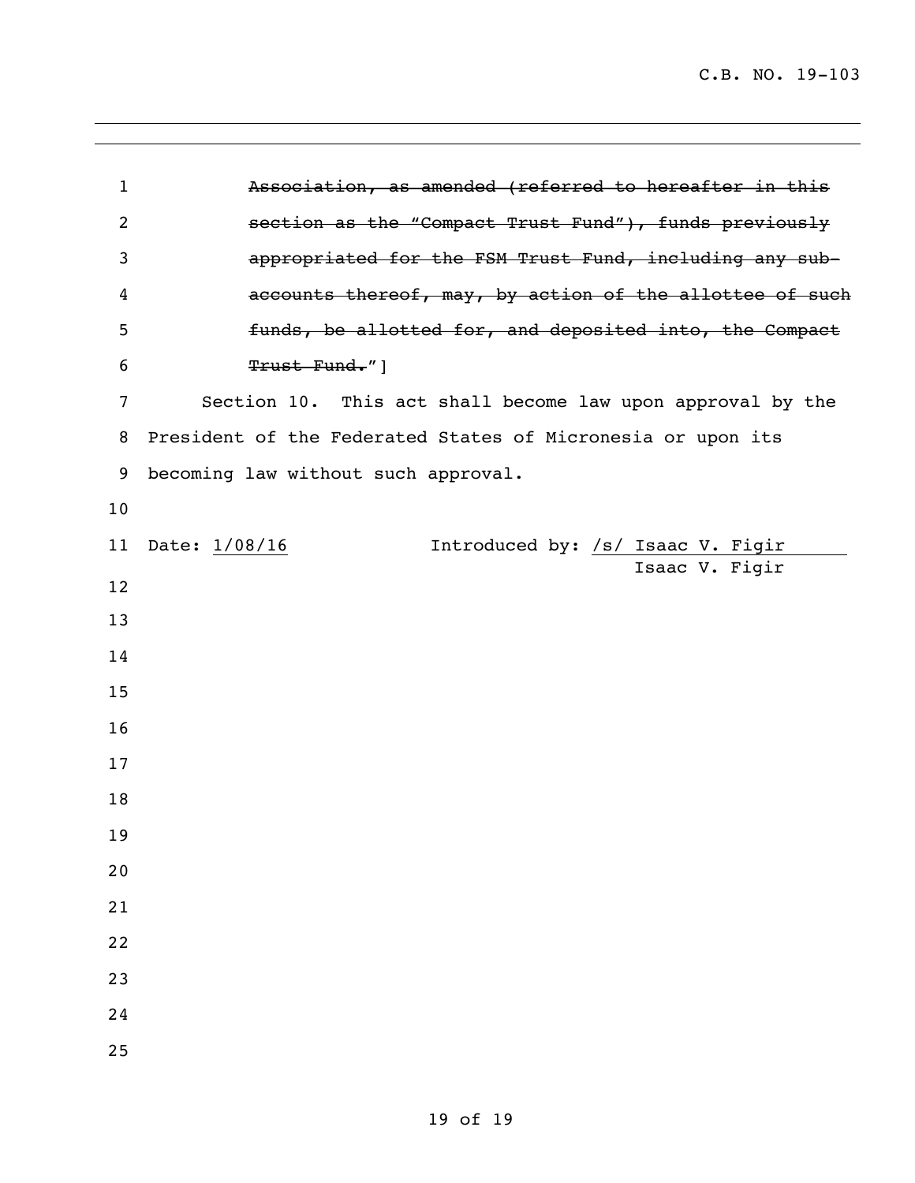~~Association, as amended (referred to hereafter in this section as the "Compact Trust Fund"), funds previously appropriated for the FSM Trust Fund, including any sub-accounts thereof, may, by action of the allottee of such funds, be allotted for, and deposited into, the Compact Trust Fund.~~"]

Section 10. This act shall become law upon approval by the President of the Federated States of Micronesia or upon its becoming law without such approval.

Date: 1/08/16

Introduced by: /s/ Isaac V. Figir
Isaac V. Figir